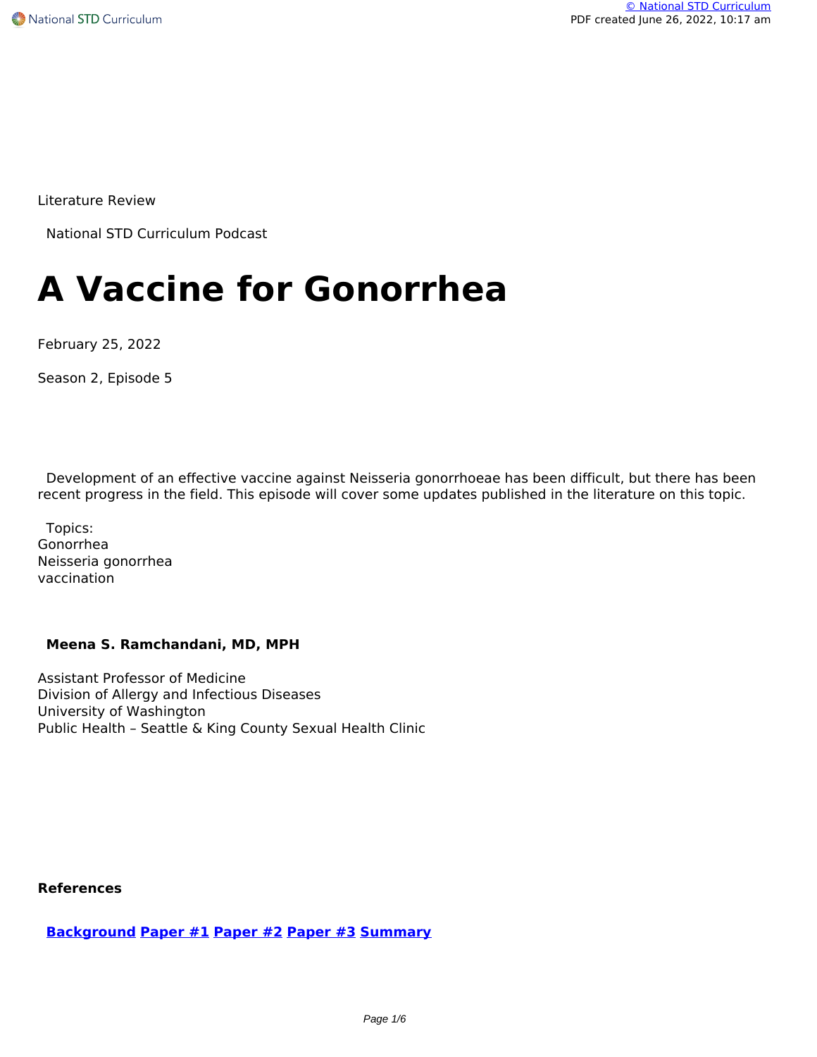Literature Review

National STD Curriculum Podcast

# A Vaccine for Gonorrhea

February 25, 2022

Season 2, Episode 5

Development of an effective vaccine against Neisseria gonorrhoeae has been difficult, but there has been recent progress in the field. This episode will cover some updates published in the literature on this topic.

Topics:
Gonorrhea
Neisseria gonorrhea
vaccination

**Meena S. Ramchandani, MD, MPH**

Assistant Professor of Medicine
Division of Allergy and Infectious Diseases
University of Washington
Public Health – Seattle & King County Sexual Health Clinic

**References**

**Background** **Paper #1** **Paper #2** **Paper #3** **Summary**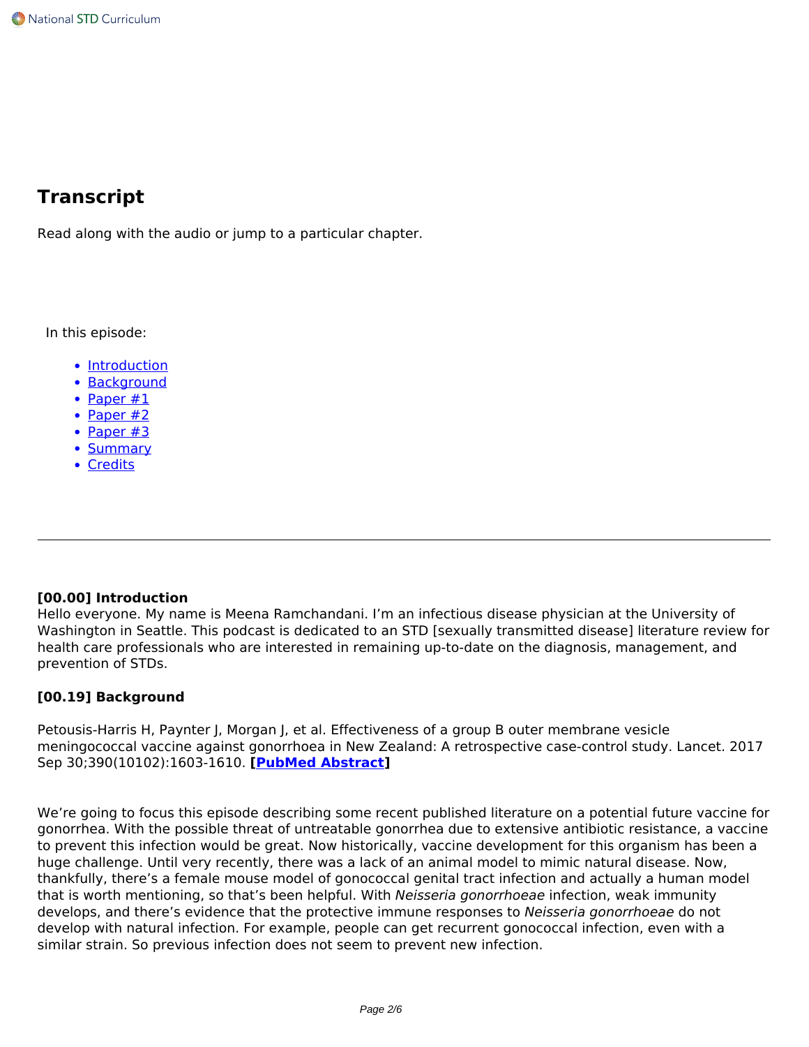## Transcript

Read along with the audio or jump to a particular chapter.

In this episode:

- Introduction
- Background
- Paper #1
- Paper #2
- Paper #3
- Summary
- Credits

---

**[00.00] Introduction**

Hello everyone. My name is Meena Ramchandani. I'm an infectious disease physician at the University of Washington in Seattle. This podcast is dedicated to an STD [sexually transmitted disease] literature review for health care professionals who are interested in remaining up-to-date on the diagnosis, management, and prevention of STDs.

**[00.19] Background**

Petousis-Harris H, Paynter J, Morgan J, et al. Effectiveness of a group B outer membrane vesicle meningococcal vaccine against gonorrhoea in New Zealand: A retrospective case-control study. Lancet. 2017 Sep 30;390(10102):1603-1610. **[PubMed Abstract]**

We're going to focus this episode describing some recent published literature on a potential future vaccine for gonorrhea. With the possible threat of untreatable gonorrhea due to extensive antibiotic resistance, a vaccine to prevent this infection would be great. Now historically, vaccine development for this organism has been a huge challenge. Until very recently, there was a lack of an animal model to mimic natural disease. Now, thankfully, there's a female mouse model of gonococcal genital tract infection and actually a human model that is worth mentioning, so that's been helpful. With *Neisseria gonorrhoeae* infection, weak immunity develops, and there's evidence that the protective immune responses to *Neisseria gonorrhoeae* do not develop with natural infection. For example, people can get recurrent gonococcal infection, even with a similar strain. So previous infection does not seem to prevent new infection.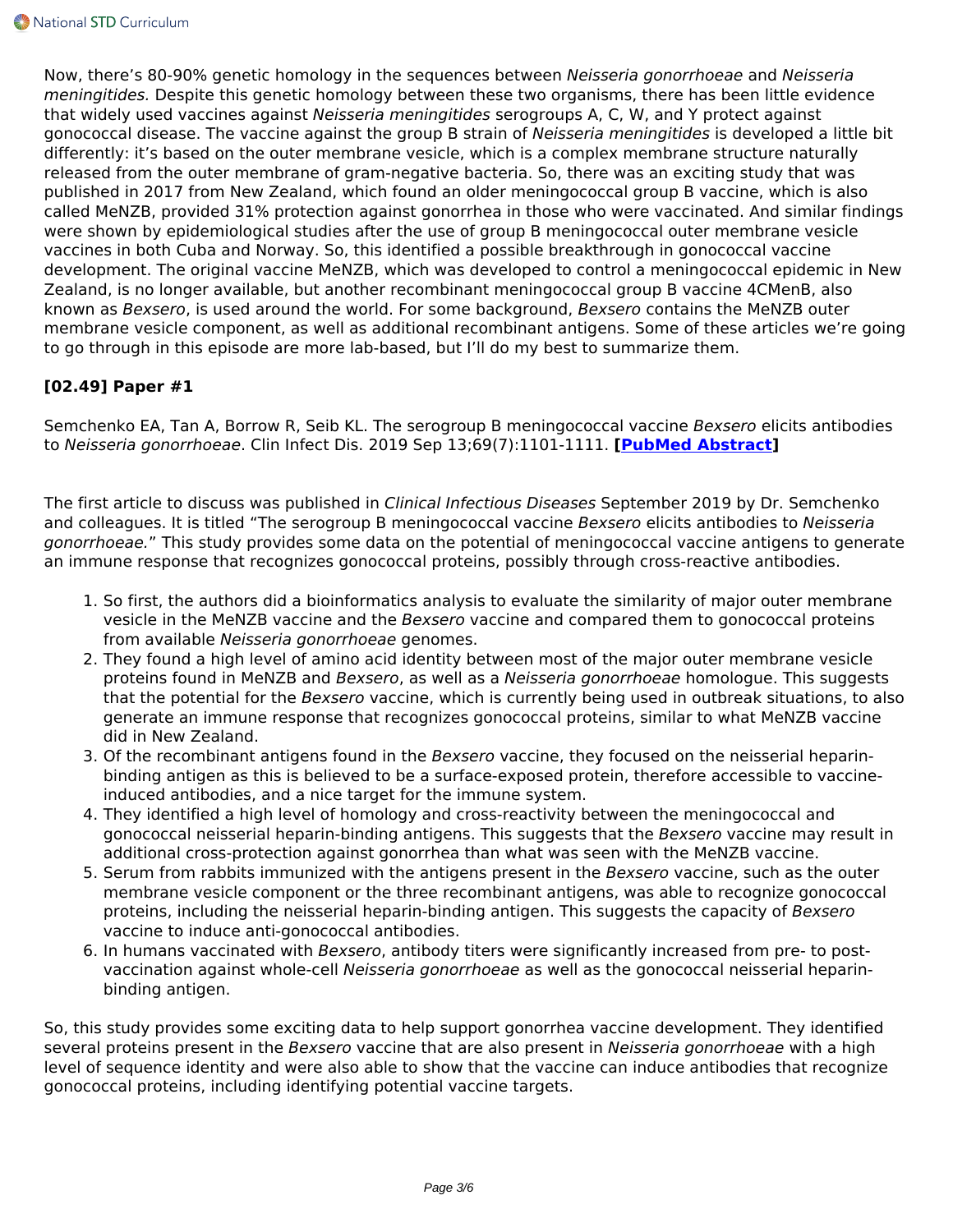Now, there's 80-90% genetic homology in the sequences between *Neisseria gonorrhoeae* and *Neisseria meningitides.* Despite this genetic homology between these two organisms, there has been little evidence that widely used vaccines against *Neisseria meningitides* serogroups A, C, W, and Y protect against gonococcal disease. The vaccine against the group B strain of *Neisseria meningitides* is developed a little bit differently: it's based on the outer membrane vesicle, which is a complex membrane structure naturally released from the outer membrane of gram-negative bacteria. So, there was an exciting study that was published in 2017 from New Zealand, which found an older meningococcal group B vaccine, which is also called MeNZB, provided 31% protection against gonorrhea in those who were vaccinated. And similar findings were shown by epidemiological studies after the use of group B meningococcal outer membrane vesicle vaccines in both Cuba and Norway. So, this identified a possible breakthrough in gonococcal vaccine development. The original vaccine MeNZB, which was developed to control a meningococcal epidemic in New Zealand, is no longer available, but another recombinant meningococcal group B vaccine 4CMenB, also known as *Bexsero*, is used around the world. For some background, *Bexsero* contains the MeNZB outer membrane vesicle component, as well as additional recombinant antigens. Some of these articles we're going to go through in this episode are more lab-based, but I'll do my best to summarize them.

**[02.49] Paper #1**

Semchenko EA, Tan A, Borrow R, Seib KL. The serogroup B meningococcal vaccine *Bexsero* elicits antibodies to *Neisseria gonorrhoeae*. Clin Infect Dis. 2019 Sep 13;69(7):1101-1111. **[PubMed Abstract]**

The first article to discuss was published in *Clinical Infectious Diseases* September 2019 by Dr. Semchenko and colleagues. It is titled "The serogroup B meningococcal vaccine *Bexsero* elicits antibodies to *Neisseria gonorrhoeae.*" This study provides some data on the potential of meningococcal vaccine antigens to generate an immune response that recognizes gonococcal proteins, possibly through cross-reactive antibodies.

1. So first, the authors did a bioinformatics analysis to evaluate the similarity of major outer membrane vesicle in the MeNZB vaccine and the *Bexsero* vaccine and compared them to gonococcal proteins from available *Neisseria gonorrhoeae* genomes.
2. They found a high level of amino acid identity between most of the major outer membrane vesicle proteins found in MeNZB and *Bexsero*, as well as a *Neisseria gonorrhoeae* homologue. This suggests that the potential for the *Bexsero* vaccine, which is currently being used in outbreak situations, to also generate an immune response that recognizes gonococcal proteins, similar to what MeNZB vaccine did in New Zealand.
3. Of the recombinant antigens found in the *Bexsero* vaccine, they focused on the neisserial heparin-binding antigen as this is believed to be a surface-exposed protein, therefore accessible to vaccine-induced antibodies, and a nice target for the immune system.
4. They identified a high level of homology and cross-reactivity between the meningococcal and gonococcal neisserial heparin-binding antigens. This suggests that the *Bexsero* vaccine may result in additional cross-protection against gonorrhea than what was seen with the MeNZB vaccine.
5. Serum from rabbits immunized with the antigens present in the *Bexsero* vaccine, such as the outer membrane vesicle component or the three recombinant antigens, was able to recognize gonococcal proteins, including the neisserial heparin-binding antigen. This suggests the capacity of *Bexsero* vaccine to induce anti-gonococcal antibodies.
6. In humans vaccinated with *Bexsero*, antibody titers were significantly increased from pre- to post-vaccination against whole-cell *Neisseria gonorrhoeae* as well as the gonococcal neisserial heparin-binding antigen.

So, this study provides some exciting data to help support gonorrhea vaccine development. They identified several proteins present in the *Bexsero* vaccine that are also present in *Neisseria gonorrhoeae* with a high level of sequence identity and were also able to show that the vaccine can induce antibodies that recognize gonococcal proteins, including identifying potential vaccine targets.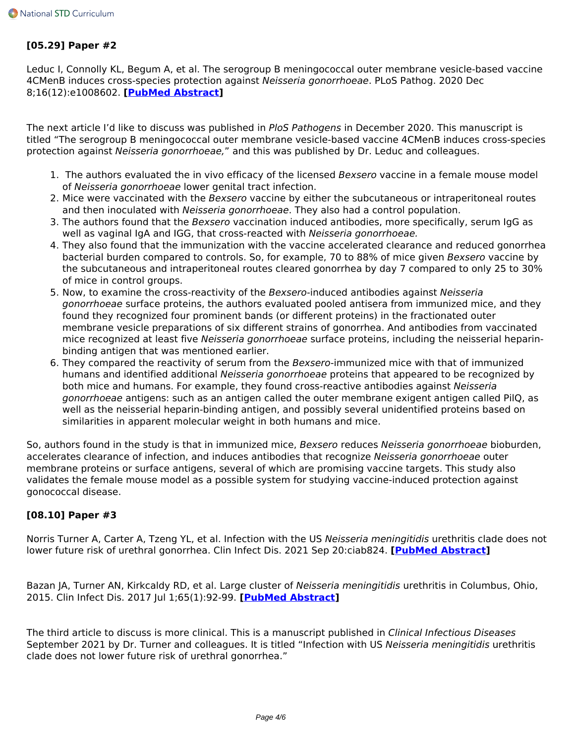### [05.29] Paper #2

Leduc I, Connolly KL, Begum A, et al. The serogroup B meningococcal outer membrane vesicle-based vaccine 4CMenB induces cross-species protection against *Neisseria gonorrhoeae*. PLoS Pathog. 2020 Dec 8;16(12):e1008602. **[PubMed Abstract]**

The next article I'd like to discuss was published in *PloS Pathogens* in December 2020. This manuscript is titled "The serogroup B meningococcal outer membrane vesicle-based vaccine 4CMenB induces cross-species protection against *Neisseria gonorrhoeae,*" and this was published by Dr. Leduc and colleagues.

1. The authors evaluated the in vivo efficacy of the licensed *Bexsero* vaccine in a female mouse model of *Neisseria gonorrhoeae* lower genital tract infection.
2. Mice were vaccinated with the *Bexsero* vaccine by either the subcutaneous or intraperitoneal routes and then inoculated with *Neisseria gonorrhoeae*. They also had a control population.
3. The authors found that the *Bexsero* vaccination induced antibodies, more specifically, serum IgG as well as vaginal IgA and IGG, that cross-reacted with *Neisseria gonorrhoeae.*
4. They also found that the immunization with the vaccine accelerated clearance and reduced gonorrhea bacterial burden compared to controls. So, for example, 70 to 88% of mice given *Bexsero* vaccine by the subcutaneous and intraperitoneal routes cleared gonorrhea by day 7 compared to only 25 to 30% of mice in control groups.
5. Now, to examine the cross-reactivity of the *Bexsero*-induced antibodies against *Neisseria gonorrhoeae* surface proteins, the authors evaluated pooled antisera from immunized mice, and they found they recognized four prominent bands (or different proteins) in the fractionated outer membrane vesicle preparations of six different strains of gonorrhea. And antibodies from vaccinated mice recognized at least five *Neisseria gonorrhoeae* surface proteins, including the neisserial heparin-binding antigen that was mentioned earlier.
6. They compared the reactivity of serum from the *Bexsero*-immunized mice with that of immunized humans and identified additional *Neisseria gonorrhoeae* proteins that appeared to be recognized by both mice and humans. For example, they found cross-reactive antibodies against *Neisseria gonorrhoeae* antigens: such as an antigen called the outer membrane exigent antigen called PilQ, as well as the neisserial heparin-binding antigen, and possibly several unidentified proteins based on similarities in apparent molecular weight in both humans and mice.

So, authors found in the study is that in immunized mice, *Bexsero* reduces *Neisseria gonorrhoeae* bioburden, accelerates clearance of infection, and induces antibodies that recognize *Neisseria gonorrhoeae* outer membrane proteins or surface antigens, several of which are promising vaccine targets. This study also validates the female mouse model as a possible system for studying vaccine-induced protection against gonococcal disease.

### [08.10] Paper #3

Norris Turner A, Carter A, Tzeng YL, et al. Infection with the US *Neisseria meningitidis* urethritis clade does not lower future risk of urethral gonorrhea. Clin Infect Dis. 2021 Sep 20:ciab824. **[PubMed Abstract]**

Bazan JA, Turner AN, Kirkcaldy RD, et al. Large cluster of *Neisseria meningitidis* urethritis in Columbus, Ohio, 2015. Clin Infect Dis. 2017 Jul 1;65(1):92-99. **[PubMed Abstract]**

The third article to discuss is more clinical. This is a manuscript published in *Clinical Infectious Diseases* September 2021 by Dr. Turner and colleagues. It is titled "Infection with US *Neisseria meningitidis* urethritis clade does not lower future risk of urethral gonorrhea."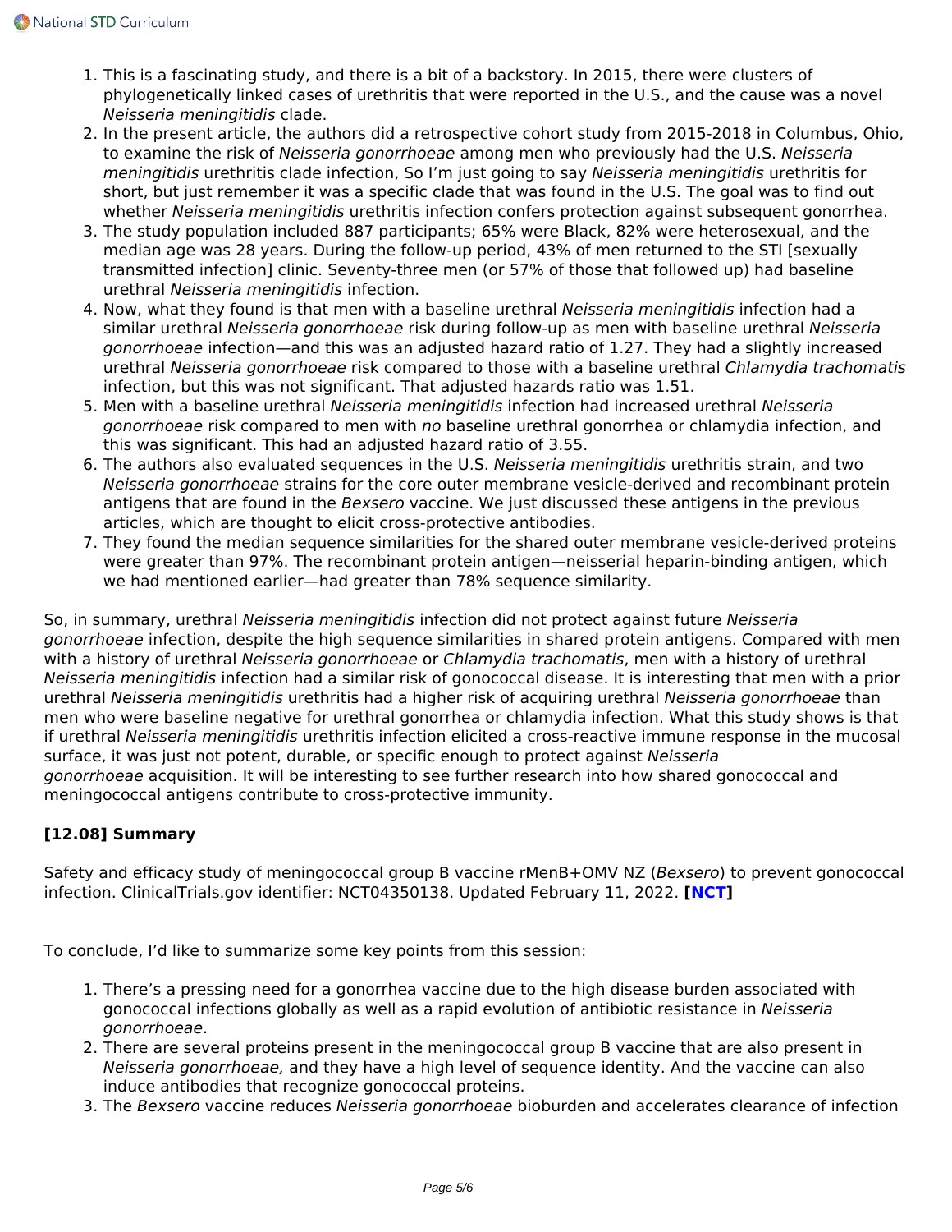1. This is a fascinating study, and there is a bit of a backstory. In 2015, there were clusters of phylogenetically linked cases of urethritis that were reported in the U.S., and the cause was a novel *Neisseria meningitidis* clade.
2. In the present article, the authors did a retrospective cohort study from 2015-2018 in Columbus, Ohio, to examine the risk of *Neisseria gonorrhoeae* among men who previously had the U.S. *Neisseria meningitidis* urethritis clade infection, So I'm just going to say *Neisseria meningitidis* urethritis for short, but just remember it was a specific clade that was found in the U.S. The goal was to find out whether *Neisseria meningitidis* urethritis infection confers protection against subsequent gonorrhea.
3. The study population included 887 participants; 65% were Black, 82% were heterosexual, and the median age was 28 years. During the follow-up period, 43% of men returned to the STI [sexually transmitted infection] clinic. Seventy-three men (or 57% of those that followed up) had baseline urethral *Neisseria meningitidis* infection.
4. Now, what they found is that men with a baseline urethral *Neisseria meningitidis* infection had a similar urethral *Neisseria gonorrhoeae* risk during follow-up as men with baseline urethral *Neisseria gonorrhoeae* infection—and this was an adjusted hazard ratio of 1.27. They had a slightly increased urethral *Neisseria gonorrhoeae* risk compared to those with a baseline urethral *Chlamydia trachomatis* infection, but this was not significant. That adjusted hazards ratio was 1.51.
5. Men with a baseline urethral *Neisseria meningitidis* infection had increased urethral *Neisseria gonorrhoeae* risk compared to men with *no* baseline urethral gonorrhea or chlamydia infection, and this was significant. This had an adjusted hazard ratio of 3.55.
6. The authors also evaluated sequences in the U.S. *Neisseria meningitidis* urethritis strain, and two *Neisseria gonorrhoeae* strains for the core outer membrane vesicle-derived and recombinant protein antigens that are found in the *Bexsero* vaccine. We just discussed these antigens in the previous articles, which are thought to elicit cross-protective antibodies.
7. They found the median sequence similarities for the shared outer membrane vesicle-derived proteins were greater than 97%. The recombinant protein antigen—neisserial heparin-binding antigen, which we had mentioned earlier—had greater than 78% sequence similarity.

So, in summary, urethral *Neisseria meningitidis* infection did not protect against future *Neisseria gonorrhoeae* infection, despite the high sequence similarities in shared protein antigens. Compared with men with a history of urethral *Neisseria gonorrhoeae* or *Chlamydia trachomatis*, men with a history of urethral *Neisseria meningitidis* infection had a similar risk of gonococcal disease. It is interesting that men with a prior urethral *Neisseria meningitidis* urethritis had a higher risk of acquiring urethral *Neisseria gonorrhoeae* than men who were baseline negative for urethral gonorrhea or chlamydia infection. What this study shows is that if urethral *Neisseria meningitidis* urethritis infection elicited a cross-reactive immune response in the mucosal surface, it was just not potent, durable, or specific enough to protect against *Neisseria gonorrhoeae* acquisition. It will be interesting to see further research into how shared gonococcal and meningococcal antigens contribute to cross-protective immunity.

**[12.08] Summary**

Safety and efficacy study of meningococcal group B vaccine rMenB+OMV NZ (*Bexsero*) to prevent gonococcal infection. ClinicalTrials.gov identifier: NCT04350138. Updated February 11, 2022. **[NCT]**

To conclude, I'd like to summarize some key points from this session:

1. There's a pressing need for a gonorrhea vaccine due to the high disease burden associated with gonococcal infections globally as well as a rapid evolution of antibiotic resistance in *Neisseria gonorrhoeae*.
2. There are several proteins present in the meningococcal group B vaccine that are also present in *Neisseria gonorrhoeae,* and they have a high level of sequence identity. And the vaccine can also induce antibodies that recognize gonococcal proteins.
3. The *Bexsero* vaccine reduces *Neisseria gonorrhoeae* bioburden and accelerates clearance of infection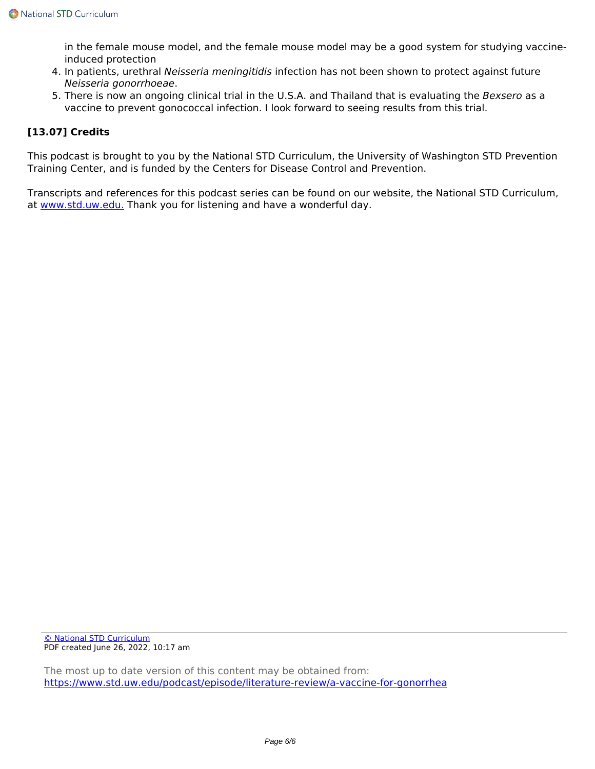in the female mouse model, and the female mouse model may be a good system for studying vaccine-induced protection
4. In patients, urethral *Neisseria meningitidis* infection has not been shown to protect against future *Neisseria gonorrhoeae*.
5. There is now an ongoing clinical trial in the U.S.A. and Thailand that is evaluating the *Bexsero* as a vaccine to prevent gonococcal infection. I look forward to seeing results from this trial.

**[13.07] Credits**

This podcast is brought to you by the National STD Curriculum, the University of Washington STD Prevention Training Center, and is funded by the Centers for Disease Control and Prevention.

Transcripts and references for this podcast series can be found on our website, the National STD Curriculum, at [www.std.uw.edu.](http://www.std.uw.edu) Thank you for listening and have a wonderful day.

© National STD Curriculum
PDF created June 26, 2022, 10:17 am

The most up to date version of this content may be obtained from:
https://www.std.uw.edu/podcast/episode/literature-review/a-vaccine-for-gonorrhea